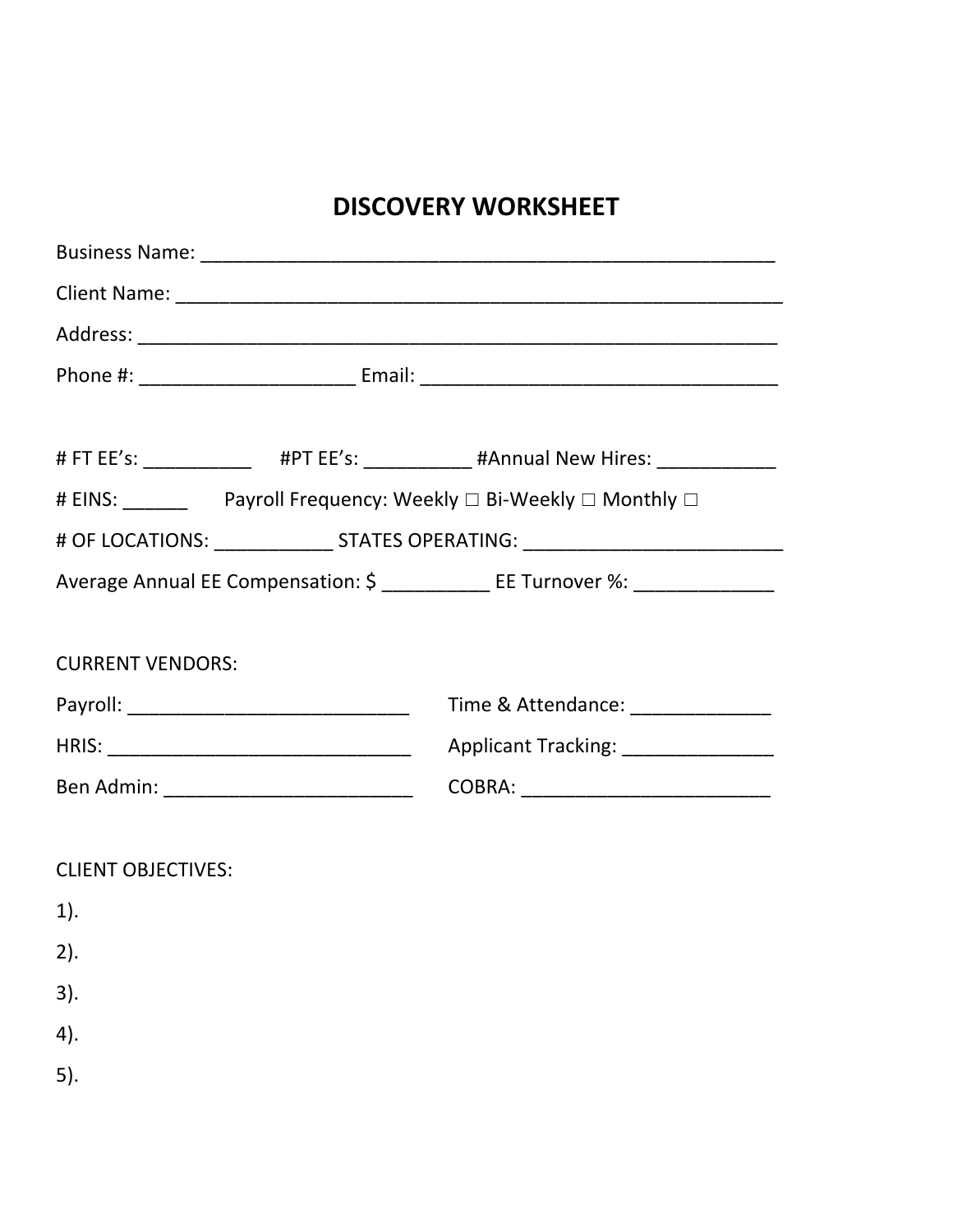# DISCOVERY WORKSHEET

Business Name: ________________________________________________________

Client Name: __________________________________________________________

Address: ______________________________________________________________

Phone #: ____________________ Email: __________________________________

# FT EE's: __________ #PT EE's: __________ #Annual New Hires: ___________

# EINS: ______ Payroll Frequency: Weekly □ Bi-Weekly □ Monthly □

# OF LOCATIONS: ___________ STATES OPERATING: ________________________

Average Annual EE Compensation: $ __________ EE Turnover %: _____________

CURRENT VENDORS:

Payroll: ___________________________ Time & Attendance: _____________

HRIS: _____________________________ Applicant Tracking: ______________

Ben Admin: ________________________ COBRA: _______________________

CLIENT OBJECTIVES:

1).

2).

3).

4).

5).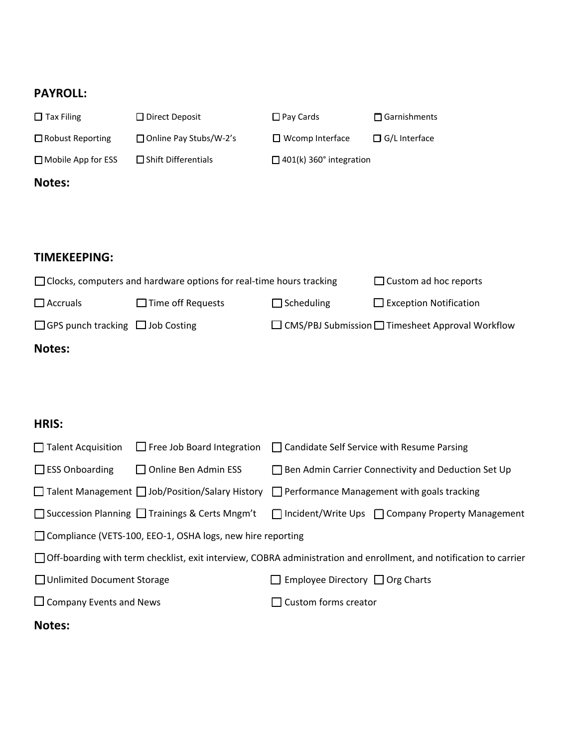## PAYROLL:

- ☐ Tax Filing
- ☐ Direct Deposit
- ☐ Pay Cards
- ☐ Garnishments
- ☐ Robust Reporting
- ☐ Online Pay Stubs/W-2's
- ☐ Wcomp Interface
- ☐ G/L Interface
- ☐ Mobile App for ESS
- ☐ Shift Differentials
- ☐ 401(k) 360° integration

**Notes:**

## TIMEKEEPING:

- ☐ Clocks, computers and hardware options for real-time hours tracking
- ☐ Custom ad hoc reports
- ☐ Accruals
- ☐ Time off Requests
- ☐ Scheduling
- ☐ Exception Notification
- ☐ GPS punch tracking
- ☐ Job Costing
- ☐ CMS/PBJ Submission
- ☐ Timesheet Approval Workflow

**Notes:**

## HRIS:

- ☐ Talent Acquisition
- ☐ Free Job Board Integration
- ☐ Candidate Self Service with Resume Parsing
- ☐ ESS Onboarding
- ☐ Online Ben Admin ESS
- ☐ Ben Admin Carrier Connectivity and Deduction Set Up
- ☐ Talent Management
- ☐ Job/Position/Salary History
- ☐ Performance Management with goals tracking
- ☐ Succession Planning
- ☐ Trainings & Certs Mngm't
- ☐ Incident/Write Ups
- ☐ Company Property Management
- ☐ Compliance (VETS-100, EEO-1, OSHA logs, new hire reporting
- ☐ Off-boarding with term checklist, exit interview, COBRA administration and enrollment, and notification to carrier
- ☐ Unlimited Document Storage
- ☐ Employee Directory
- ☐ Org Charts
- ☐ Company Events and News
- ☐ Custom forms creator

**Notes:**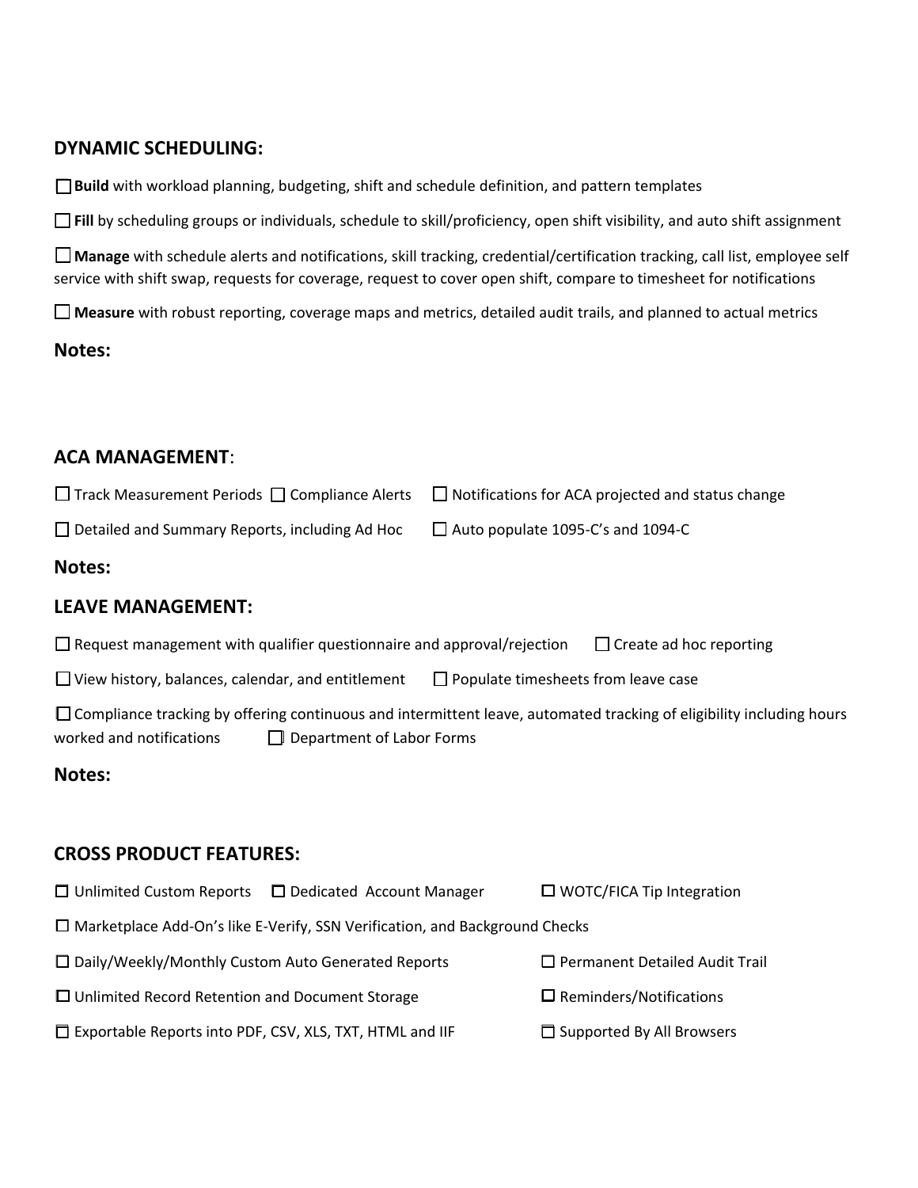## DYNAMIC SCHEDULING:

☐ **Build** with workload planning, budgeting, shift and schedule definition, and pattern templates

☐ **Fill** by scheduling groups or individuals, schedule to skill/proficiency, open shift visibility, and auto shift assignment

☐ **Manage** with schedule alerts and notifications, skill tracking, credential/certification tracking, call list, employee self service with shift swap, requests for coverage, request to cover open shift, compare to timesheet for notifications

☐ **Measure** with robust reporting, coverage maps and metrics, detailed audit trails, and planned to actual metrics

**Notes:**

## ACA MANAGEMENT:

☐ Track Measurement Periods ☐ Compliance Alerts ☐ Notifications for ACA projected and status change

☐ Detailed and Summary Reports, including Ad Hoc ☐ Auto populate 1095-C's and 1094-C

**Notes:**

## LEAVE MANAGEMENT:

☐ Request management with qualifier questionnaire and approval/rejection ☐ Create ad hoc reporting

☐ View history, balances, calendar, and entitlement ☐ Populate timesheets from leave case

☐ Compliance tracking by offering continuous and intermittent leave, automated tracking of eligibility including hours worked and notifications ☐ Department of Labor Forms

**Notes:**

## CROSS PRODUCT FEATURES:

☐ Unlimited Custom Reports ☐ Dedicated Account Manager ☐ WOTC/FICA Tip Integration

☐ Marketplace Add-On's like E-Verify, SSN Verification, and Background Checks

☐ Daily/Weekly/Monthly Custom Auto Generated Reports ☐ Permanent Detailed Audit Trail

☐ Unlimited Record Retention and Document Storage ☐ Reminders/Notifications

☐ Exportable Reports into PDF, CSV, XLS, TXT, HTML and IIF ☐ Supported By All Browsers